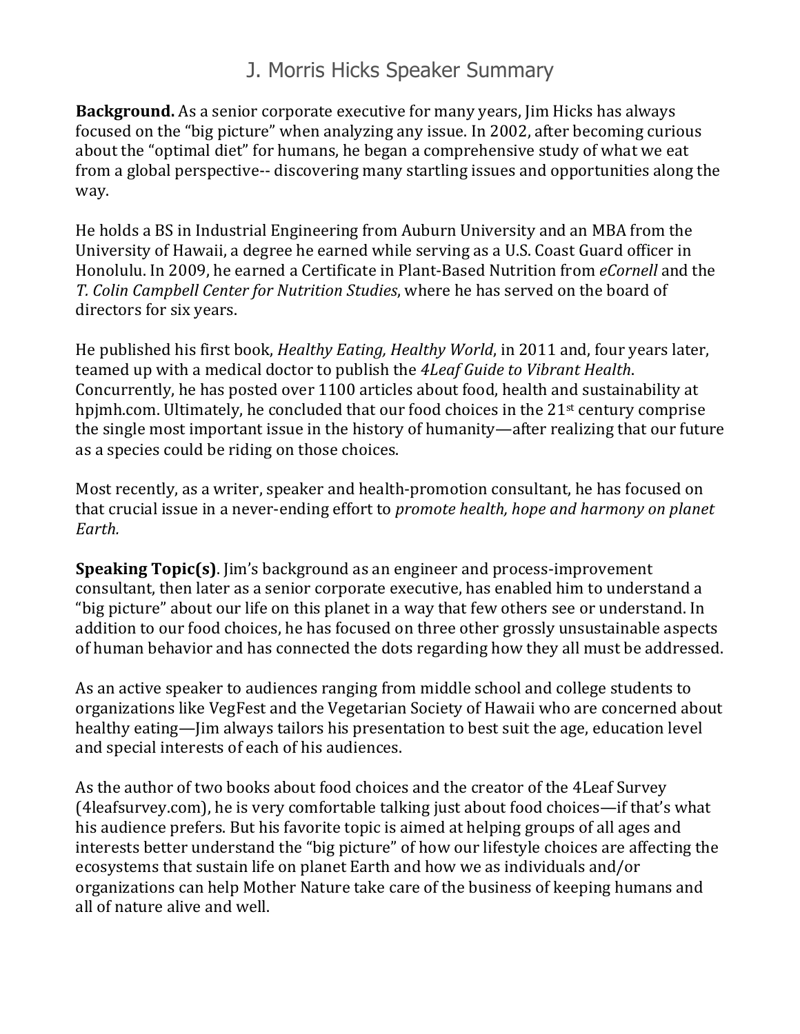# J. Morris Hicks Speaker Summary

**Background.** As a senior corporate executive for many years, Jim Hicks has always focused on the "big picture" when analyzing any issue. In 2002, after becoming curious about the "optimal diet" for humans, he began a comprehensive study of what we eat from a global perspective-- discovering many startling issues and opportunities along the way.

He holds a BS in Industrial Engineering from Auburn University and an MBA from the University of Hawaii, a degree he earned while serving as a U.S. Coast Guard officer in Honolulu. In 2009, he earned a Certificate in Plant-Based Nutrition from *eCornell* and the *T. Colin Campbell Center for Nutrition Studies*, where he has served on the board of directors for six years.

He published his first book, *Healthy Eating, Healthy World*, in 2011 and, four years later, teamed up with a medical doctor to publish the *4Leaf Guide to Vibrant Health*. Concurrently, he has posted over 1100 articles about food, health and sustainability at hpjmh.com. Ultimately, he concluded that our food choices in the 21st century comprise the single most important issue in the history of humanity—after realizing that our future as a species could be riding on those choices.

Most recently, as a writer, speaker and health-promotion consultant, he has focused on that crucial issue in a never-ending effort to *promote health, hope and harmony on planet Earth.*

**Speaking Topic(s)**. Jim's background as an engineer and process-improvement consultant, then later as a senior corporate executive, has enabled him to understand a "big picture" about our life on this planet in a way that few others see or understand. In addition to our food choices, he has focused on three other grossly unsustainable aspects of human behavior and has connected the dots regarding how they all must be addressed.

As an active speaker to audiences ranging from middle school and college students to organizations like VegFest and the Vegetarian Society of Hawaii who are concerned about healthy eating—Jim always tailors his presentation to best suit the age, education level and special interests of each of his audiences.

As the author of two books about food choices and the creator of the 4Leaf Survey (4leafsurvey.com), he is very comfortable talking just about food choices—if that's what his audience prefers. But his favorite topic is aimed at helping groups of all ages and interests better understand the "big picture" of how our lifestyle choices are affecting the ecosystems that sustain life on planet Earth and how we as individuals and/or organizations can help Mother Nature take care of the business of keeping humans and all of nature alive and well.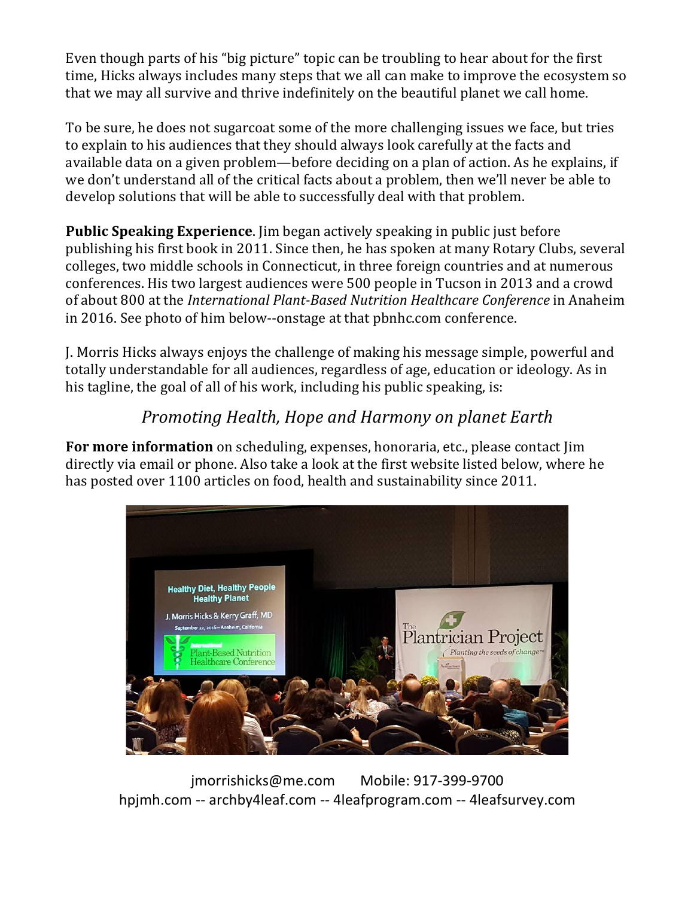Even though parts of his "big picture" topic can be troubling to hear about for the first time, Hicks always includes many steps that we all can make to improve the ecosystem so that we may all survive and thrive indefinitely on the beautiful planet we call home.

To be sure, he does not sugarcoat some of the more challenging issues we face, but tries to explain to his audiences that they should always look carefully at the facts and available data on a given problem—before deciding on a plan of action. As he explains, if we don't understand all of the critical facts about a problem, then we'll never be able to develop solutions that will be able to successfully deal with that problem.

**Public Speaking Experience**. Jim began actively speaking in public just before publishing his first book in 2011. Since then, he has spoken at many Rotary Clubs, several colleges, two middle schools in Connecticut, in three foreign countries and at numerous conferences. His two largest audiences were 500 people in Tucson in 2013 and a crowd of about 800 at the *International Plant-Based Nutrition Healthcare Conference* in Anaheim in 2016. See photo of him below--onstage at that pbnhc.com conference.

J. Morris Hicks always enjoys the challenge of making his message simple, powerful and totally understandable for all audiences, regardless of age, education or ideology. As in his tagline, the goal of all of his work, including his public speaking, is:

*Promoting Health, Hope and Harmony on planet Earth*

**For more information** on scheduling, expenses, honoraria, etc., please contact Jim directly via email or phone. Also take a look at the first website listed below, where he has posted over 1100 articles on food, health and sustainability since 2011.

jmorrishicks@me.com Mobile: 917-399-9700
hpjmh.com -- archby4leaf.com -- 4leafprogram.com -- 4leafsurvey.com